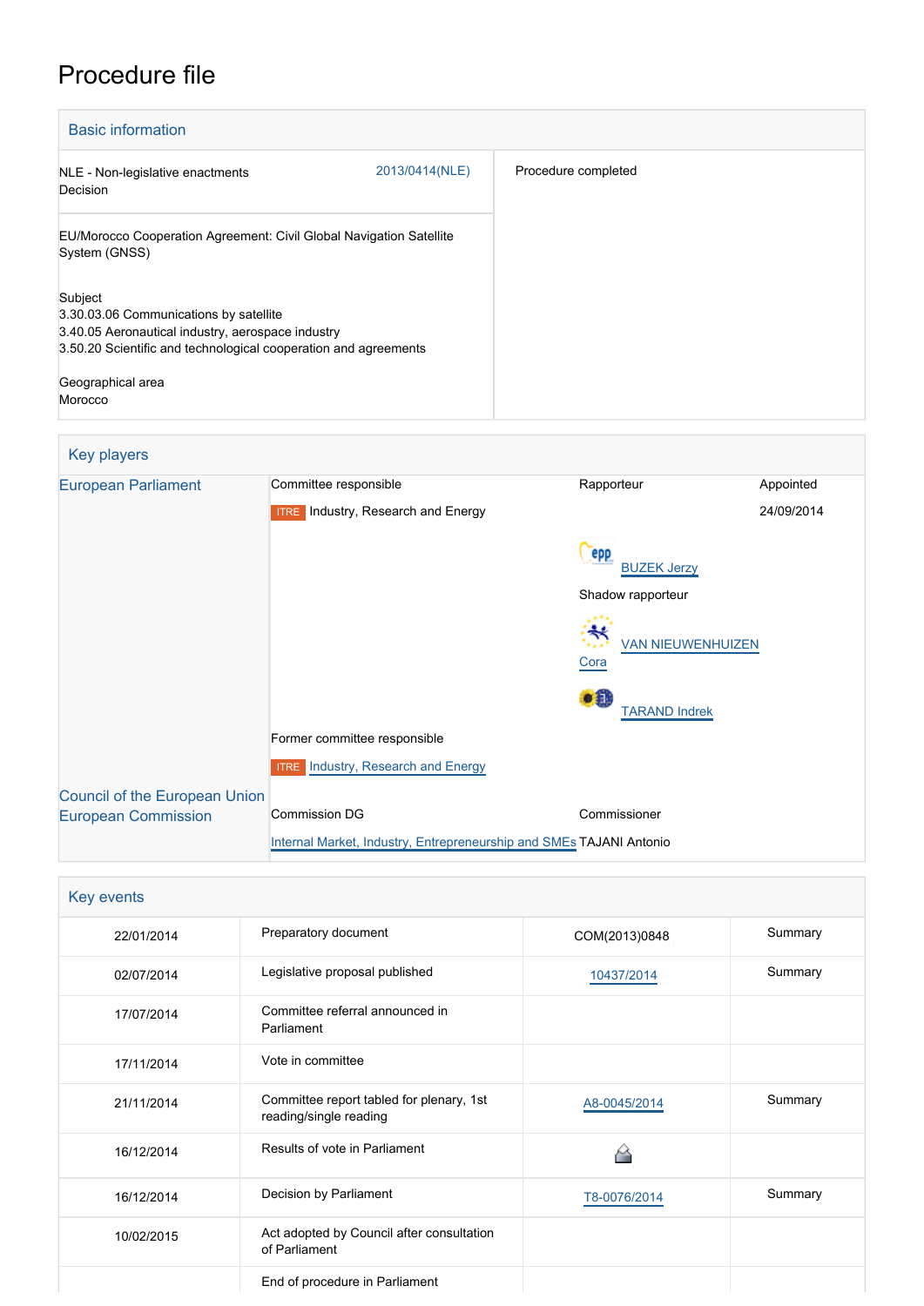# Procedure file

## Basic information

| | |
|---|---|
| NLE - Non-legislative enactments<br>Decision | 2013/0414(NLE) |
| Procedure completed | |

EU/Morocco Cooperation Agreement: Civil Global Navigation Satellite System (GNSS)

Subject
3.30.03.06 Communications by satellite
3.40.05 Aeronautical industry, aerospace industry
3.50.20 Scientific and technological cooperation and agreements

Geographical area
Morocco

## Key players

| | | | |
|---|---|---|---|
| European Parliament | Committee responsible | Rapporteur | Appointed |
| | ITRE Industry, Research and Energy | | 24/09/2014 |
| | | BUZEK Jerzy | |
| | | Shadow rapporteur | |
| | | VAN NIEUWENHUIZEN Cora | |
| | | TARAND Indrek | |
| | Former committee responsible | | |
| | ITRE Industry, Research and Energy | | |
| Council of the European Union | | | |
| European Commission | Commission DG | Commissioner | |
| | Internal Market, Industry, Entrepreneurship and SMEs | TAJANI Antonio | |

## Key events

| | | | |
|---|---|---|---|
| 22/01/2014 | Preparatory document | COM(2013)0848 | Summary |
| 02/07/2014 | Legislative proposal published | 10437/2014 | Summary |
| 17/07/2014 | Committee referral announced in Parliament | | |
| 17/11/2014 | Vote in committee | | |
| 21/11/2014 | Committee report tabled for plenary, 1st reading/single reading | A8-0045/2014 | Summary |
| 16/12/2014 | Results of vote in Parliament | | |
| 16/12/2014 | Decision by Parliament | T8-0076/2014 | Summary |
| 10/02/2015 | Act adopted by Council after consultation of Parliament | | |
| | End of procedure in Parliament | | |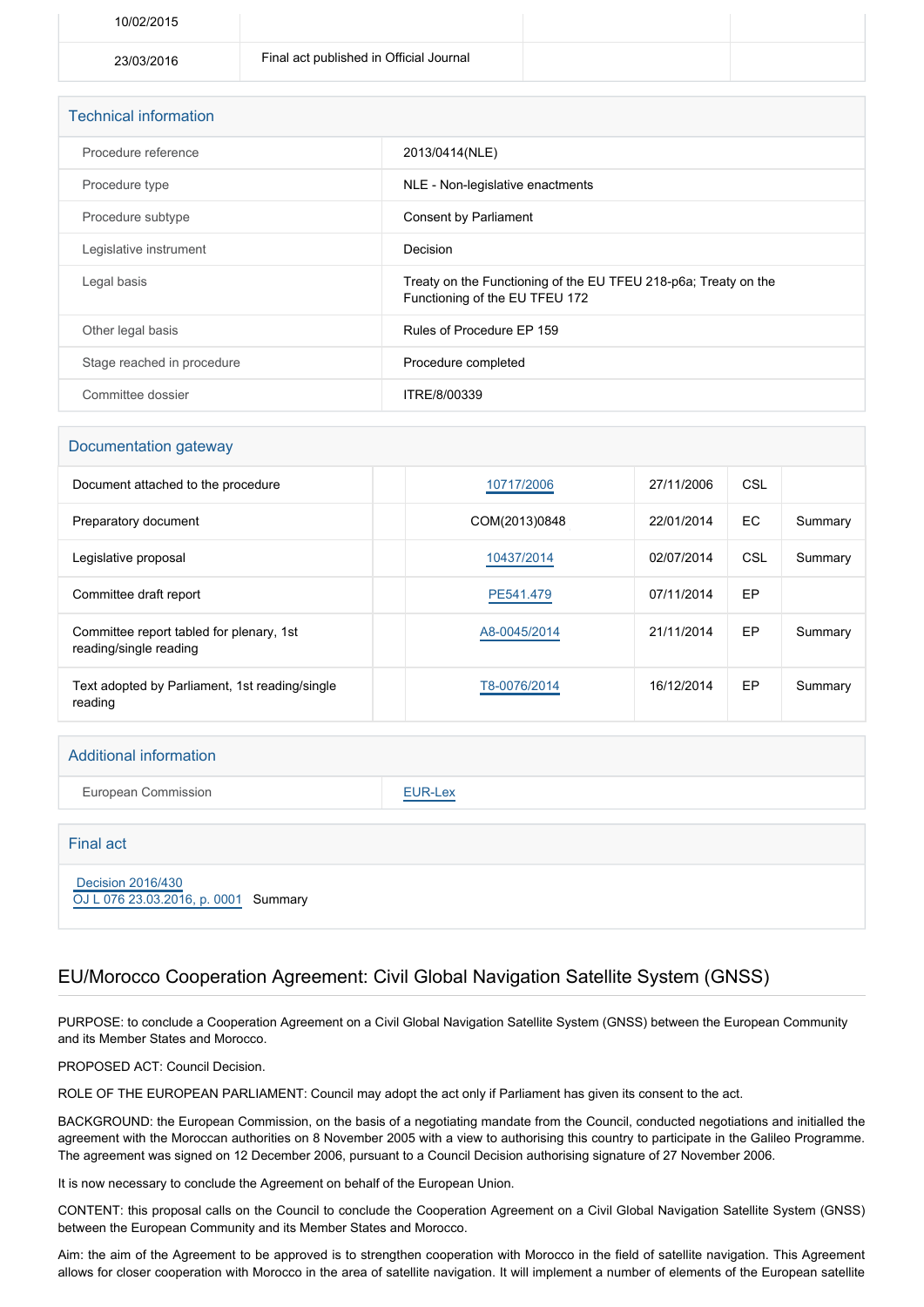| | | | |
|---|---|---|---|
| 10/02/2015 | | | |
| 23/03/2016 | Final act published in Official Journal | | |

## Technical information

| | |
|---|---|
| Procedure reference | 2013/0414(NLE) |
| Procedure type | NLE - Non-legislative enactments |
| Procedure subtype | Consent by Parliament |
| Legislative instrument | Decision |
| Legal basis | Treaty on the Functioning of the EU TFEU 218-p6a; Treaty on the Functioning of the EU TFEU 172 |
| Other legal basis | Rules of Procedure EP 159 |
| Stage reached in procedure | Procedure completed |
| Committee dossier | ITRE/8/00339 |

## Documentation gateway

| | | | | | |
|---|---|---|---|---|---|
| Document attached to the procedure | | 10717/2006 | 27/11/2006 | CSL | |
| Preparatory document | | COM(2013)0848 | 22/01/2014 | EC | Summary |
| Legislative proposal | | 10437/2014 | 02/07/2014 | CSL | Summary |
| Committee draft report | | PE541.479 | 07/11/2014 | EP | |
| Committee report tabled for plenary, 1st reading/single reading | | A8-0045/2014 | 21/11/2014 | EP | Summary |
| Text adopted by Parliament, 1st reading/single reading | | T8-0076/2014 | 16/12/2014 | EP | Summary |

## Additional information

| | |
|---|---|
| European Commission | EUR-Lex |

## Final act

Decision 2016/430
OJ L 076 23.03.2016, p. 0001 Summary

# EU/Morocco Cooperation Agreement: Civil Global Navigation Satellite System (GNSS)

PURPOSE: to conclude a Cooperation Agreement on a Civil Global Navigation Satellite System (GNSS) between the European Community and its Member States and Morocco.

PROPOSED ACT: Council Decision.

ROLE OF THE EUROPEAN PARLIAMENT: Council may adopt the act only if Parliament has given its consent to the act.

BACKGROUND: the European Commission, on the basis of a negotiating mandate from the Council, conducted negotiations and initialled the agreement with the Moroccan authorities on 8 November 2005 with a view to authorising this country to participate in the Galileo Programme. The agreement was signed on 12 December 2006, pursuant to a Council Decision authorising signature of 27 November 2006.

It is now necessary to conclude the Agreement on behalf of the European Union.

CONTENT: this proposal calls on the Council to conclude the Cooperation Agreement on a Civil Global Navigation Satellite System (GNSS) between the European Community and its Member States and Morocco.

Aim: the aim of the Agreement to be approved is to strengthen cooperation with Morocco in the field of satellite navigation. This Agreement allows for closer cooperation with Morocco in the area of satellite navigation. It will implement a number of elements of the European satellite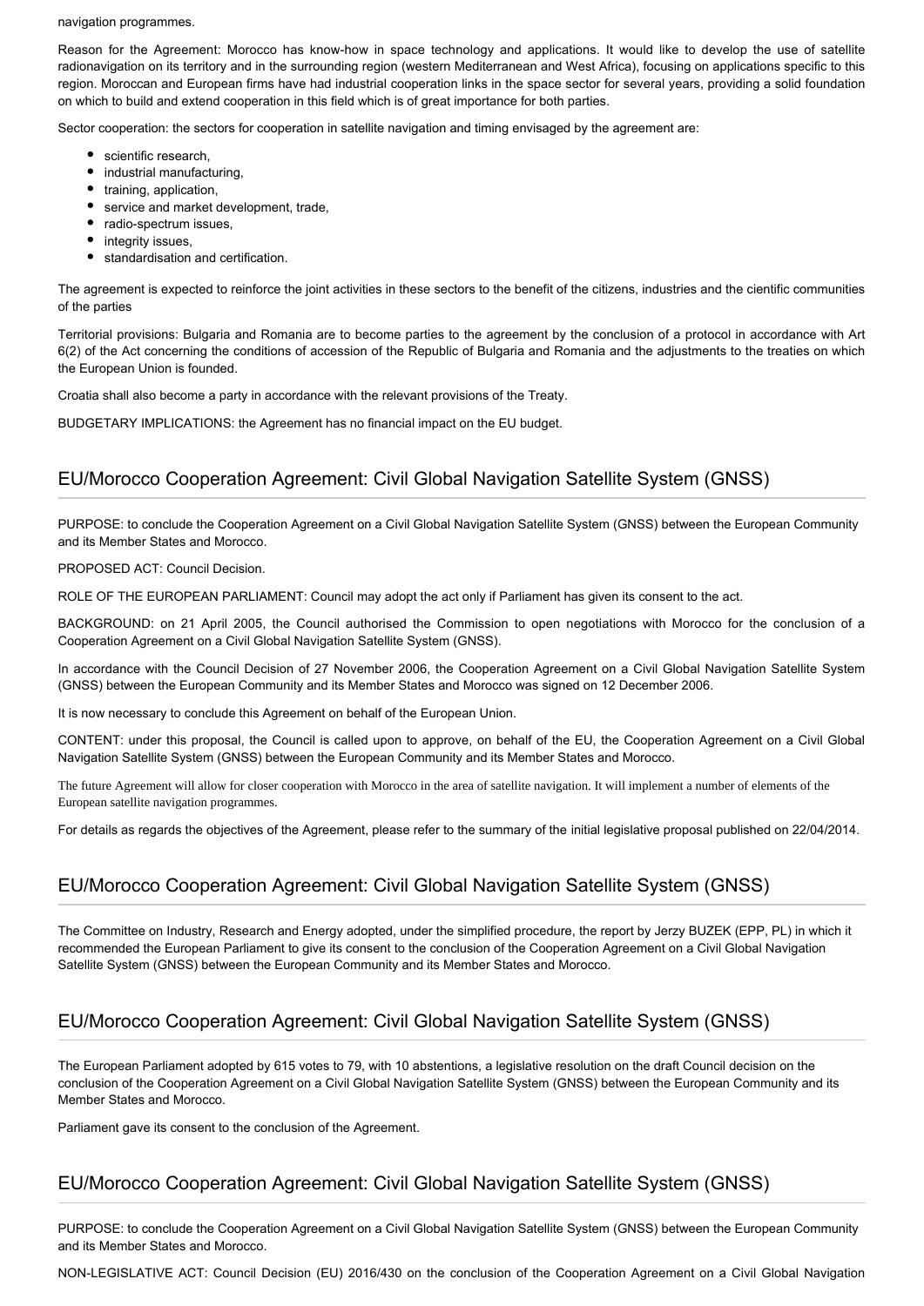navigation programmes.

Reason for the Agreement: Morocco has know-how in space technology and applications. It would like to develop the use of satellite radionavigation on its territory and in the surrounding region (western Mediterranean and West Africa), focusing on applications specific to this region. Moroccan and European firms have had industrial cooperation links in the space sector for several years, providing a solid foundation on which to build and extend cooperation in this field which is of great importance for both parties.

Sector cooperation: the sectors for cooperation in satellite navigation and timing envisaged by the agreement are:

- scientific research,
- industrial manufacturing,
- training, application,
- service and market development, trade,
- radio-spectrum issues,
- integrity issues,
- standardisation and certification.

The agreement is expected to reinforce the joint activities in these sectors to the benefit of the citizens, industries and the cientific communities of the parties

Territorial provisions: Bulgaria and Romania are to become parties to the agreement by the conclusion of a protocol in accordance with Art 6(2) of the Act concerning the conditions of accession of the Republic of Bulgaria and Romania and the adjustments to the treaties on which the European Union is founded.

Croatia shall also become a party in accordance with the relevant provisions of the Treaty.

BUDGETARY IMPLICATIONS: the Agreement has no financial impact on the EU budget.

## EU/Morocco Cooperation Agreement: Civil Global Navigation Satellite System (GNSS)

PURPOSE: to conclude the Cooperation Agreement on a Civil Global Navigation Satellite System (GNSS) between the European Community and its Member States and Morocco.

PROPOSED ACT: Council Decision.

ROLE OF THE EUROPEAN PARLIAMENT: Council may adopt the act only if Parliament has given its consent to the act.

BACKGROUND: on 21 April 2005, the Council authorised the Commission to open negotiations with Morocco for the conclusion of a Cooperation Agreement on a Civil Global Navigation Satellite System (GNSS).

In accordance with the Council Decision of 27 November 2006, the Cooperation Agreement on a Civil Global Navigation Satellite System (GNSS) between the European Community and its Member States and Morocco was signed on 12 December 2006.

It is now necessary to conclude this Agreement on behalf of the European Union.

CONTENT: under this proposal, the Council is called upon to approve, on behalf of the EU, the Cooperation Agreement on a Civil Global Navigation Satellite System (GNSS) between the European Community and its Member States and Morocco.

The future Agreement will allow for closer cooperation with Morocco in the area of satellite navigation. It will implement a number of elements of the European satellite navigation programmes.

For details as regards the objectives of the Agreement, please refer to the summary of the initial legislative proposal published on 22/04/2014.

## EU/Morocco Cooperation Agreement: Civil Global Navigation Satellite System (GNSS)

The Committee on Industry, Research and Energy adopted, under the simplified procedure, the report by Jerzy BUZEK (EPP, PL) in which it recommended the European Parliament to give its consent to the conclusion of the Cooperation Agreement on a Civil Global Navigation Satellite System (GNSS) between the European Community and its Member States and Morocco.

## EU/Morocco Cooperation Agreement: Civil Global Navigation Satellite System (GNSS)

The European Parliament adopted by 615 votes to 79, with 10 abstentions, a legislative resolution on the draft Council decision on the conclusion of the Cooperation Agreement on a Civil Global Navigation Satellite System (GNSS) between the European Community and its Member States and Morocco.

Parliament gave its consent to the conclusion of the Agreement.

## EU/Morocco Cooperation Agreement: Civil Global Navigation Satellite System (GNSS)

PURPOSE: to conclude the Cooperation Agreement on a Civil Global Navigation Satellite System (GNSS) between the European Community and its Member States and Morocco.

NON-LEGISLATIVE ACT: Council Decision (EU) 2016/430 on the conclusion of the Cooperation Agreement on a Civil Global Navigation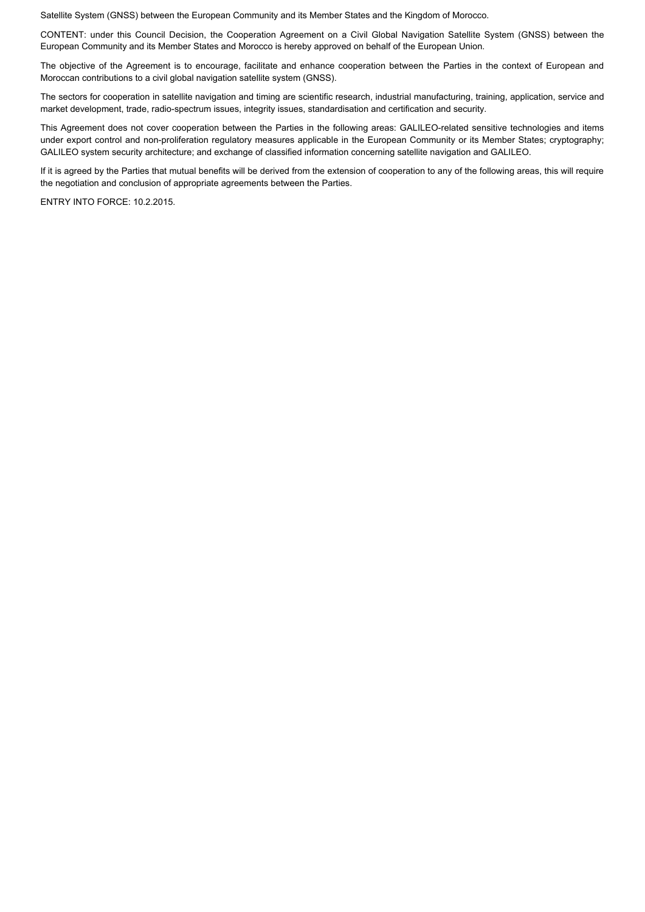Satellite System (GNSS) between the European Community and its Member States and the Kingdom of Morocco.

CONTENT: under this Council Decision, the Cooperation Agreement on a Civil Global Navigation Satellite System (GNSS) between the European Community and its Member States and Morocco is hereby approved on behalf of the European Union.

The objective of the Agreement is to encourage, facilitate and enhance cooperation between the Parties in the context of European and Moroccan contributions to a civil global navigation satellite system (GNSS).

The sectors for cooperation in satellite navigation and timing are scientific research, industrial manufacturing, training, application, service and market development, trade, radio-spectrum issues, integrity issues, standardisation and certification and security.

This Agreement does not cover cooperation between the Parties in the following areas: GALILEO-related sensitive technologies and items under export control and non-proliferation regulatory measures applicable in the European Community or its Member States; cryptography; GALILEO system security architecture; and exchange of classified information concerning satellite navigation and GALILEO.

If it is agreed by the Parties that mutual benefits will be derived from the extension of cooperation to any of the following areas, this will require the negotiation and conclusion of appropriate agreements between the Parties.

ENTRY INTO FORCE: 10.2.2015.